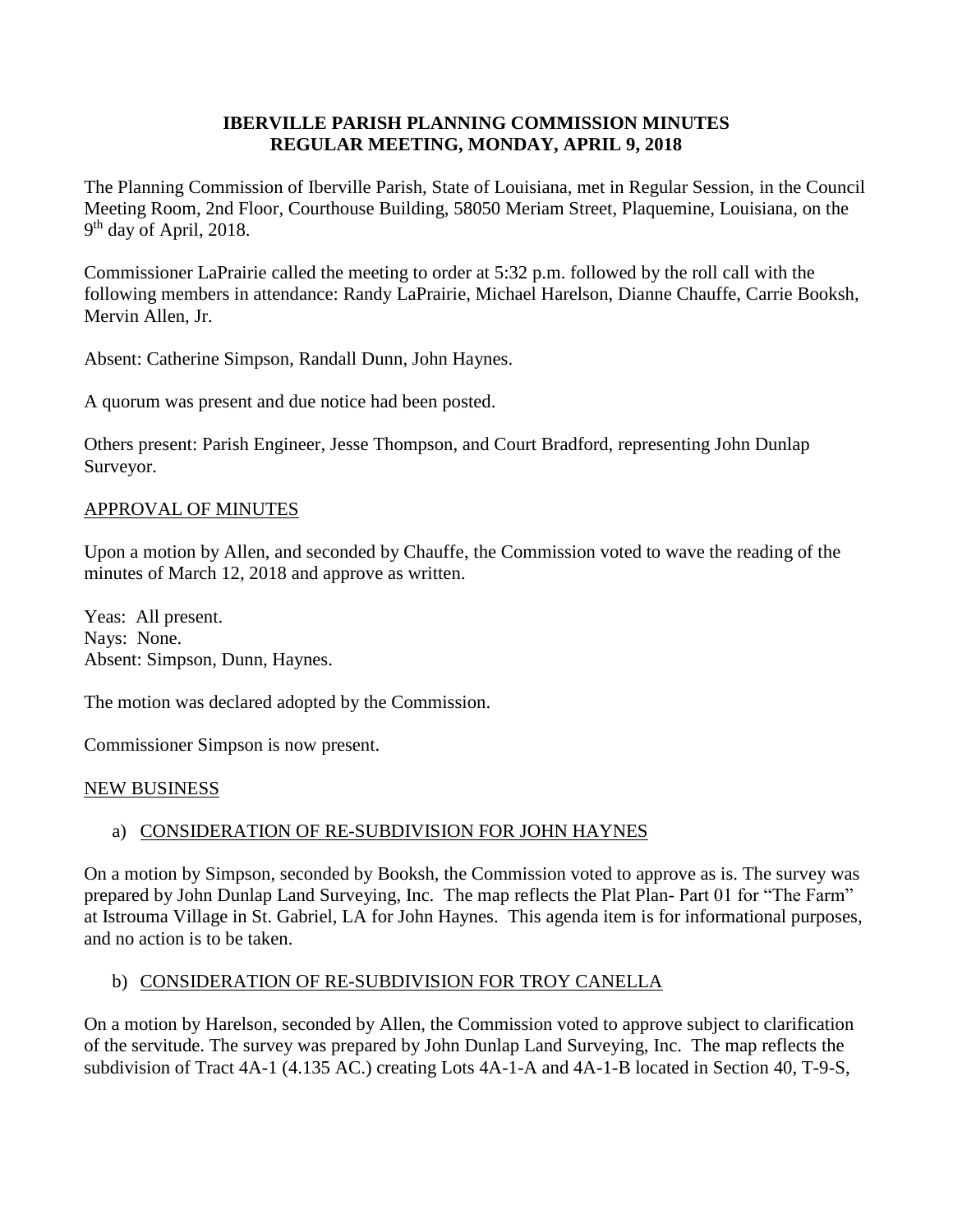# IBERVILLE PARISH PLANNING COMMISSION MINUTES
## REGULAR MEETING, MONDAY, APRIL 9, 2018

The Planning Commission of Iberville Parish, State of Louisiana, met in Regular Session, in the Council Meeting Room, 2nd Floor, Courthouse Building, 58050 Meriam Street, Plaquemine, Louisiana, on the 9th day of April, 2018.

Commissioner LaPrairie called the meeting to order at 5:32 p.m. followed by the roll call with the following members in attendance: Randy LaPrairie, Michael Harelson, Dianne Chauffe, Carrie Booksh, Mervin Allen, Jr.

Absent: Catherine Simpson, Randall Dunn, John Haynes.

A quorum was present and due notice had been posted.

Others present: Parish Engineer, Jesse Thompson, and Court Bradford, representing John Dunlap Surveyor.

APPROVAL OF MINUTES

Upon a motion by Allen, and seconded by Chauffe, the Commission voted to wave the reading of the minutes of March 12, 2018 and approve as written.

Yeas: All present.
Nays: None.
Absent: Simpson, Dunn, Haynes.

The motion was declared adopted by the Commission.

Commissioner Simpson is now present.

NEW BUSINESS

a) CONSIDERATION OF RE-SUBDIVISION FOR JOHN HAYNES

On a motion by Simpson, seconded by Booksh, the Commission voted to approve as is. The survey was prepared by John Dunlap Land Surveying, Inc. The map reflects the Plat Plan- Part 01 for "The Farm" at Istrouma Village in St. Gabriel, LA for John Haynes. This agenda item is for informational purposes, and no action is to be taken.

b) CONSIDERATION OF RE-SUBDIVISION FOR TROY CANELLA

On a motion by Harelson, seconded by Allen, the Commission voted to approve subject to clarification of the servitude. The survey was prepared by John Dunlap Land Surveying, Inc. The map reflects the subdivision of Tract 4A-1 (4.135 AC.) creating Lots 4A-1-A and 4A-1-B located in Section 40, T-9-S,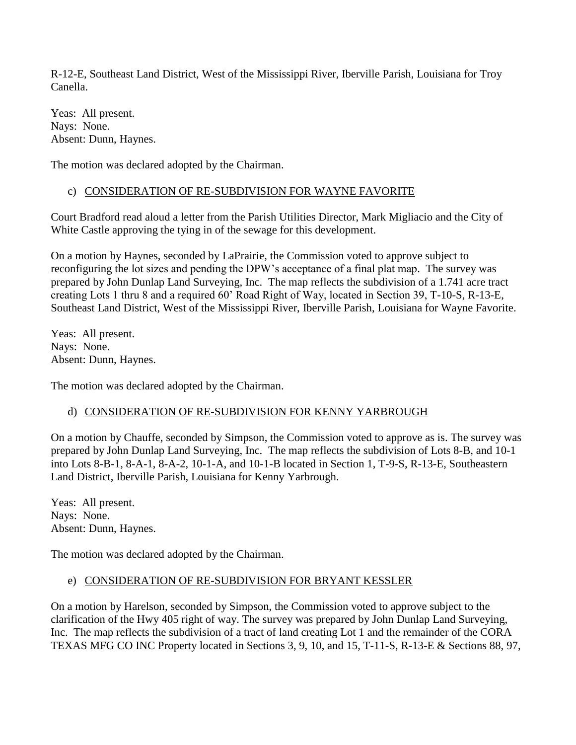R-12-E, Southeast Land District, West of the Mississippi River, Iberville Parish, Louisiana for Troy Canella.

Yeas: All present.
Nays: None.
Absent: Dunn, Haynes.

The motion was declared adopted by the Chairman.

c) CONSIDERATION OF RE-SUBDIVISION FOR WAYNE FAVORITE

Court Bradford read aloud a letter from the Parish Utilities Director, Mark Migliacio and the City of White Castle approving the tying in of the sewage for this development.

On a motion by Haynes, seconded by LaPrairie, the Commission voted to approve subject to reconfiguring the lot sizes and pending the DPW's acceptance of a final plat map. The survey was prepared by John Dunlap Land Surveying, Inc. The map reflects the subdivision of a 1.741 acre tract creating Lots 1 thru 8 and a required 60' Road Right of Way, located in Section 39, T-10-S, R-13-E, Southeast Land District, West of the Mississippi River, Iberville Parish, Louisiana for Wayne Favorite.

Yeas: All present.
Nays: None.
Absent: Dunn, Haynes.

The motion was declared adopted by the Chairman.

d) CONSIDERATION OF RE-SUBDIVISION FOR KENNY YARBROUGH

On a motion by Chauffe, seconded by Simpson, the Commission voted to approve as is. The survey was prepared by John Dunlap Land Surveying, Inc. The map reflects the subdivision of Lots 8-B, and 10-1 into Lots 8-B-1, 8-A-1, 8-A-2, 10-1-A, and 10-1-B located in Section 1, T-9-S, R-13-E, Southeastern Land District, Iberville Parish, Louisiana for Kenny Yarbrough.

Yeas: All present.
Nays: None.
Absent: Dunn, Haynes.

The motion was declared adopted by the Chairman.

e) CONSIDERATION OF RE-SUBDIVISION FOR BRYANT KESSLER

On a motion by Harelson, seconded by Simpson, the Commission voted to approve subject to the clarification of the Hwy 405 right of way. The survey was prepared by John Dunlap Land Surveying, Inc. The map reflects the subdivision of a tract of land creating Lot 1 and the remainder of the CORA TEXAS MFG CO INC Property located in Sections 3, 9, 10, and 15, T-11-S, R-13-E & Sections 88, 97,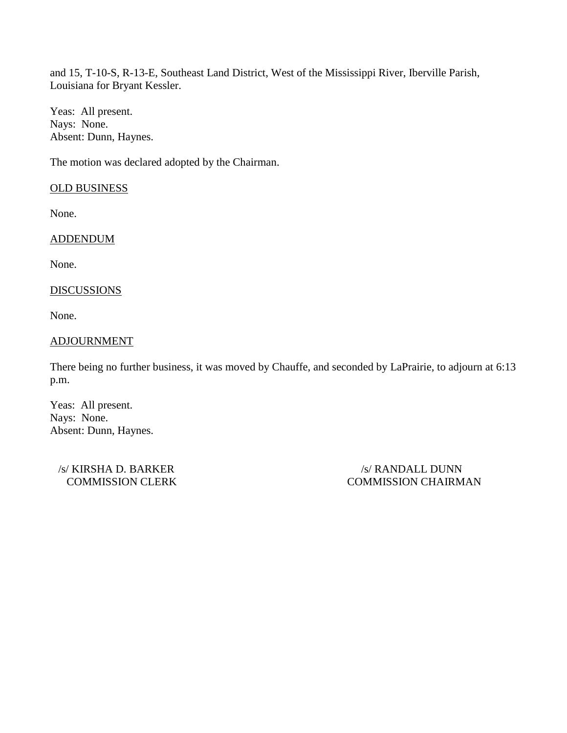and 15, T-10-S, R-13-E, Southeast Land District, West of the Mississippi River, Iberville Parish, Louisiana for Bryant Kessler.

Yeas: All present.
Nays: None.
Absent: Dunn, Haynes.

The motion was declared adopted by the Chairman.

<u>OLD BUSINESS</u>

None.

<u>ADDENDUM</u>

None.

<u>DISCUSSIONS</u>

None.

<u>ADJOURNMENT</u>

There being no further business, it was moved by Chauffe, and seconded by LaPrairie, to adjourn at 6:13 p.m.

Yeas: All present.
Nays: None.
Absent: Dunn, Haynes.

/s/ KIRSHA D. BARKER
COMMISSION CLERK

/s/ RANDALL DUNN
COMMISSION CHAIRMAN